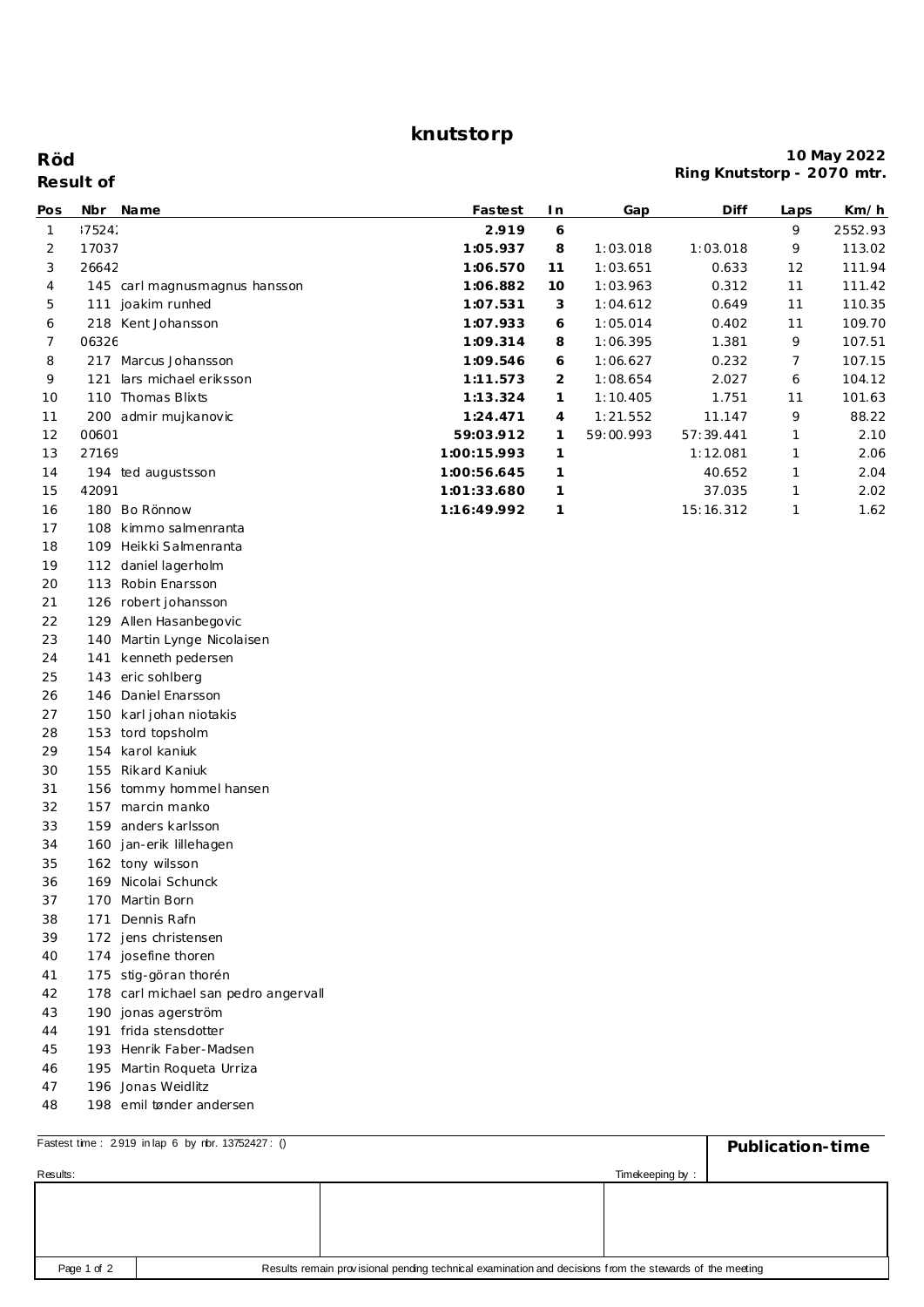# knutstorp

**Röd**

**Result of**

**10 May 2022**
**Ring Knutstorp - 2070 mtr.**

| Pos | Nbr | Name | Fastest | In | Gap | Diff | Laps | Km/h |
|---|---|---|---|---|---|---|---|---|
| 1 | 37524 | | **2.919** | **6** | | | 9 | 2552.93 |
| 2 | 17037 | | **1:05.937** | **8** | 1:03.018 | 1:03.018 | 9 | 113.02 |
| 3 | 26642 | | **1:06.570** | **11** | 1:03.651 | 0.633 | 12 | 111.94 |
| 4 | 145 | carl magnusmagnus hansson | **1:06.882** | **10** | 1:03.963 | 0.312 | 11 | 111.42 |
| 5 | 111 | joakim runhed | **1:07.531** | **3** | 1:04.612 | 0.649 | 11 | 110.35 |
| 6 | 218 | Kent Johansson | **1:07.933** | **6** | 1:05.014 | 0.402 | 11 | 109.70 |
| 7 | 06326 | | **1:09.314** | **8** | 1:06.395 | 1.381 | 9 | 107.51 |
| 8 | 217 | Marcus Johansson | **1:09.546** | **6** | 1:06.627 | 0.232 | 7 | 107.15 |
| 9 | 121 | lars michael eriksson | **1:11.573** | **2** | 1:08.654 | 2.027 | 6 | 104.12 |
| 10 | 110 | Thomas Blixts | **1:13.324** | **1** | 1:10.405 | 1.751 | 11 | 101.63 |
| 11 | 200 | admir mujkanovic | **1:24.471** | **4** | 1:21.552 | 11.147 | 9 | 88.22 |
| 12 | 00601 | | **59:03.912** | **1** | 59:00.993 | 57:39.441 | 1 | 2.10 |
| 13 | 27169 | | **1:00:15.993** | **1** | | 1:12.081 | 1 | 2.06 |
| 14 | 194 | ted augustsson | **1:00:56.645** | **1** | | 40.652 | 1 | 2.04 |
| 15 | 42091 | | **1:01:33.680** | **1** | | 37.035 | 1 | 2.02 |
| 16 | 180 | Bo Rönnow | **1:16:49.992** | **1** | | 15:16.312 | 1 | 1.62 |
| 17 | 108 | kimmo salmenranta | | | | | | |
| 18 | 109 | Heikki Salmenranta | | | | | | |
| 19 | 112 | daniel lagerholm | | | | | | |
| 20 | 113 | Robin Enarsson | | | | | | |
| 21 | 126 | robert johansson | | | | | | |
| 22 | 129 | Allen Hasanbegovic | | | | | | |
| 23 | 140 | Martin Lynge Nicolaisen | | | | | | |
| 24 | 141 | kenneth pedersen | | | | | | |
| 25 | 143 | eric sohlberg | | | | | | |
| 26 | 146 | Daniel Enarsson | | | | | | |
| 27 | 150 | karl johan niotakis | | | | | | |
| 28 | 153 | tord topsholm | | | | | | |
| 29 | 154 | karol kaniuk | | | | | | |
| 30 | 155 | Rikard Kaniuk | | | | | | |
| 31 | 156 | tommy hommel hansen | | | | | | |
| 32 | 157 | marcin manko | | | | | | |
| 33 | 159 | anders karlsson | | | | | | |
| 34 | 160 | jan-erik lillehagen | | | | | | |
| 35 | 162 | tony wilsson | | | | | | |
| 36 | 169 | Nicolai Schunck | | | | | | |
| 37 | 170 | Martin Born | | | | | | |
| 38 | 171 | Dennis Rafn | | | | | | |
| 39 | 172 | jens christensen | | | | | | |
| 40 | 174 | josefine thoren | | | | | | |
| 41 | 175 | stig-göran thorén | | | | | | |
| 42 | 178 | carl michael san pedro angervall | | | | | | |
| 43 | 190 | jonas agerström | | | | | | |
| 44 | 191 | frida stensdotter | | | | | | |
| 45 | 193 | Henrik Faber-Madsen | | | | | | |
| 46 | 195 | Martin Roqueta Urriza | | | | | | |
| 47 | 196 | Jonas Weidlitz | | | | | | |
| 48 | 198 | emil tønder andersen | | | | | | |

Fastest time : 2.919 in lap 6 by nbr. 13752427 : ()

**Publication-time**

Results:

Timekeeping by :

Results remain provisional pending technical examination and decisions from the stewards of the meeting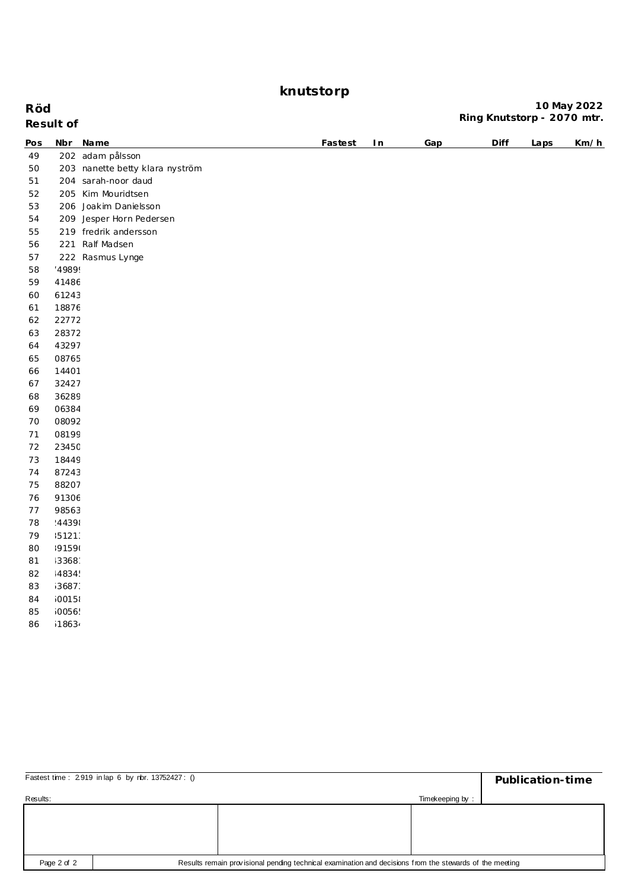# knutstorp

**Röd**

**Result of**

**10 May 2022**
**Ring Knutstorp - 2070 mtr.**

| Pos | Nbr | Name | Fastest | In | Gap | Diff | Laps | Km/h |
|---|---|---|---|---|---|---|---|---|
| 49 | 202 | adam pålsson | | | | | | |
| 50 | 203 | nanette betty klara nyström | | | | | | |
| 51 | 204 | sarah-noor daud | | | | | | |
| 52 | 205 | Kim Mouridtsen | | | | | | |
| 53 | 206 | Joakim Danielsson | | | | | | |
| 54 | 209 | Jesper Horn Pedersen | | | | | | |
| 55 | 219 | fredrik andersson | | | | | | |
| 56 | 221 | Ralf Madsen | | | | | | |
| 57 | 222 | Rasmus Lynge | | | | | | |
| 58 | '49899 | | | | | | | |
| 59 | 41486 | | | | | | | |
| 60 | 61243 | | | | | | | |
| 61 | 18876 | | | | | | | |
| 62 | 22772 | | | | | | | |
| 63 | 28372 | | | | | | | |
| 64 | 43297 | | | | | | | |
| 65 | 08765 | | | | | | | |
| 66 | 14401 | | | | | | | |
| 67 | 32427 | | | | | | | |
| 68 | 36289 | | | | | | | |
| 69 | 06384 | | | | | | | |
| 70 | 08092 | | | | | | | |
| 71 | 08199 | | | | | | | |
| 72 | 23450 | | | | | | | |
| 73 | 18449 | | | | | | | |
| 74 | 87243 | | | | | | | |
| 75 | 88207 | | | | | | | |
| 76 | 91306 | | | | | | | |
| 77 | 98563 | | | | | | | |
| 78 | !44398 | | | | | | | |
| 79 | i51211 | | | | | | | |
| 80 | i91590 | | | | | | | |
| 81 | i33681 | | | | | | | |
| 82 | i48345 | | | | | | | |
| 83 | i36871 | | | | | | | |
| 84 | i00158 | | | | | | | |
| 85 | i00565 | | | | | | | |
| 86 | i18634 | | | | | | | |

Fastest time : 2.919 in lap 6 by nbr. 13752427 : ()

**Publication-time**

Results:

Timekeeping by :

Results remain provisional pending technical examination and decisions from the stewards of the meeting